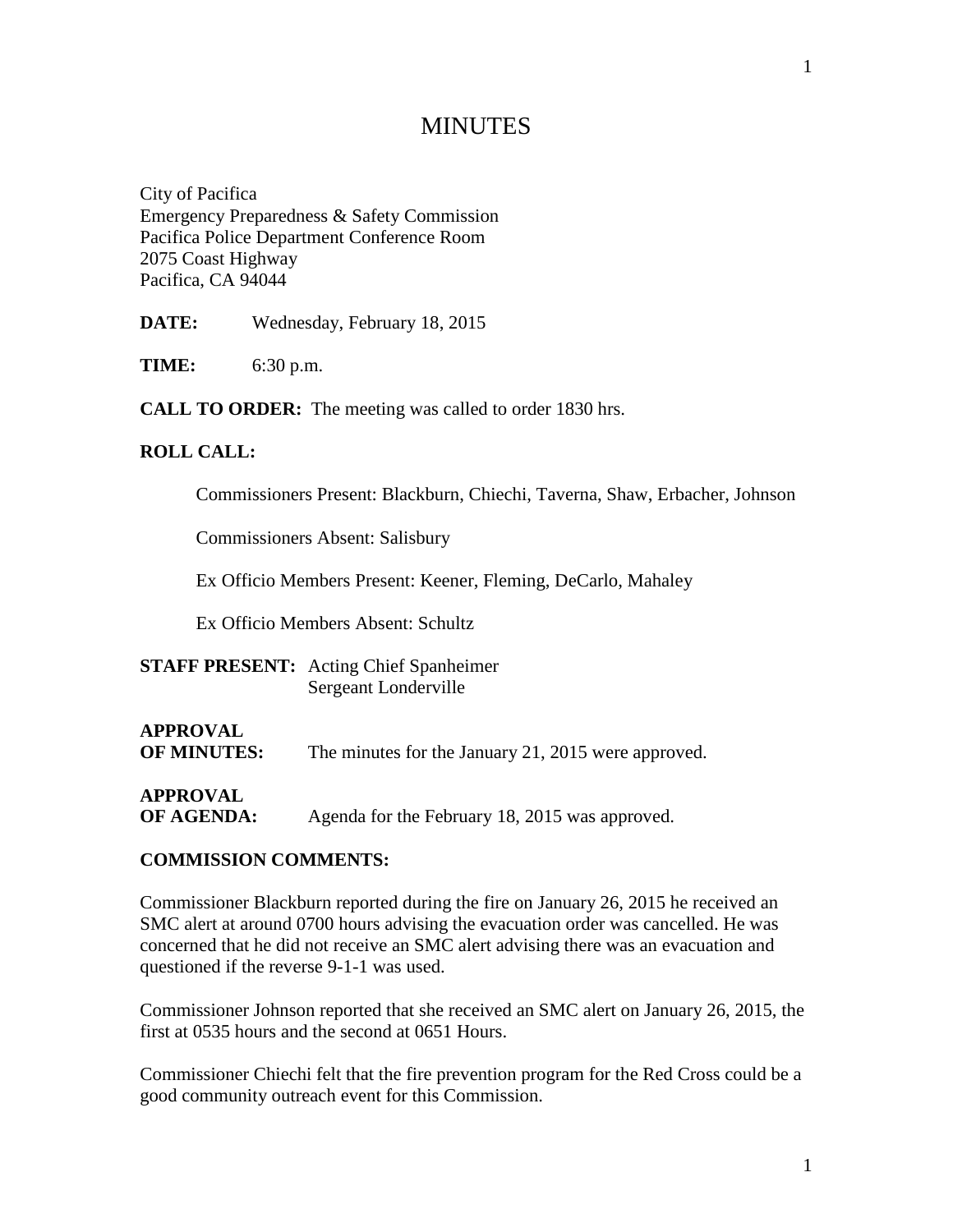# MINUTES

City of Pacifica
Emergency Preparedness & Safety Commission
Pacifica Police Department Conference Room
2075 Coast Highway
Pacifica, CA 94044

**DATE:** Wednesday, February 18, 2015

**TIME:** 6:30 p.m.

**CALL TO ORDER:** The meeting was called to order 1830 hrs.

**ROLL CALL:**

Commissioners Present: Blackburn, Chiechi, Taverna, Shaw, Erbacher, Johnson

Commissioners Absent: Salisbury

Ex Officio Members Present: Keener, Fleming, DeCarlo, Mahaley

Ex Officio Members Absent: Schultz

**STAFF PRESENT:** Acting Chief Spanheimer
Sergeant Londerville

**APPROVAL OF MINUTES:** The minutes for the January 21, 2015 were approved.

**APPROVAL OF AGENDA:** Agenda for the February 18, 2015 was approved.

**COMMISSION COMMENTS:**

Commissioner Blackburn reported during the fire on January 26, 2015 he received an SMC alert at around 0700 hours advising the evacuation order was cancelled. He was concerned that he did not receive an SMC alert advising there was an evacuation and questioned if the reverse 9-1-1 was used.

Commissioner Johnson reported that she received an SMC alert on January 26, 2015, the first at 0535 hours and the second at 0651 Hours.

Commissioner Chiechi felt that the fire prevention program for the Red Cross could be a good community outreach event for this Commission.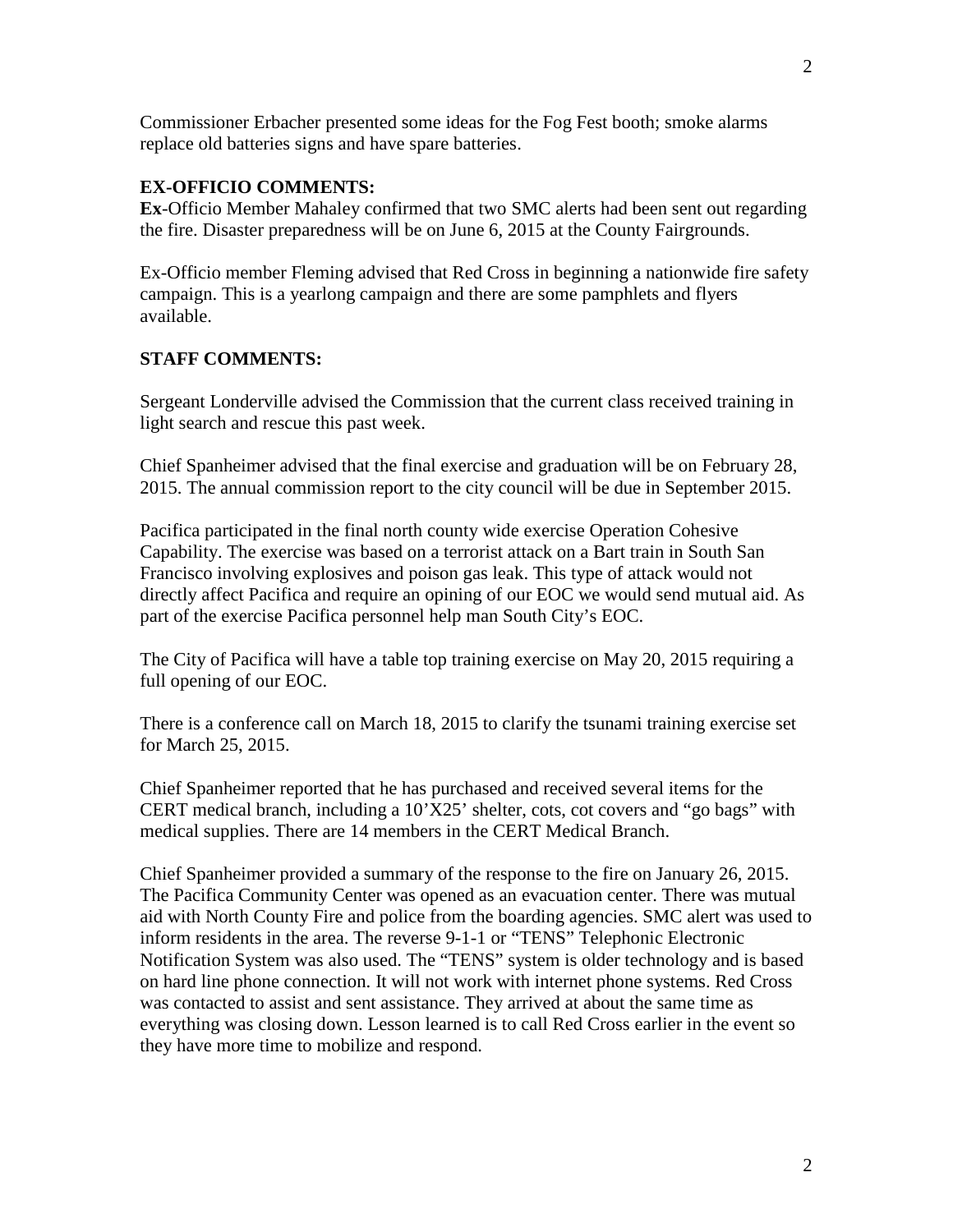Commissioner Erbacher presented some ideas for the Fog Fest booth; smoke alarms replace old batteries signs and have spare batteries.

**EX-OFFICIO COMMENTS:**

**Ex**-Officio Member Mahaley confirmed that two SMC alerts had been sent out regarding the fire. Disaster preparedness will be on June 6, 2015 at the County Fairgrounds.

Ex-Officio member Fleming advised that Red Cross in beginning a nationwide fire safety campaign. This is a yearlong campaign and there are some pamphlets and flyers available.

**STAFF COMMENTS:**

Sergeant Londerville advised the Commission that the current class received training in light search and rescue this past week.

Chief Spanheimer advised that the final exercise and graduation will be on February 28, 2015. The annual commission report to the city council will be due in September 2015.

Pacifica participated in the final north county wide exercise Operation Cohesive Capability. The exercise was based on a terrorist attack on a Bart train in South San Francisco involving explosives and poison gas leak. This type of attack would not directly affect Pacifica and require an opining of our EOC we would send mutual aid. As part of the exercise Pacifica personnel help man South City's EOC.

The City of Pacifica will have a table top training exercise on May 20, 2015 requiring a full opening of our EOC.

There is a conference call on March 18, 2015 to clarify the tsunami training exercise set for March 25, 2015.

Chief Spanheimer reported that he has purchased and received several items for the CERT medical branch, including a 10'X25' shelter, cots, cot covers and "go bags" with medical supplies. There are 14 members in the CERT Medical Branch.

Chief Spanheimer provided a summary of the response to the fire on January 26, 2015. The Pacifica Community Center was opened as an evacuation center. There was mutual aid with North County Fire and police from the boarding agencies. SMC alert was used to inform residents in the area. The reverse 9-1-1 or "TENS" Telephonic Electronic Notification System was also used. The "TENS" system is older technology and is based on hard line phone connection. It will not work with internet phone systems. Red Cross was contacted to assist and sent assistance. They arrived at about the same time as everything was closing down. Lesson learned is to call Red Cross earlier in the event so they have more time to mobilize and respond.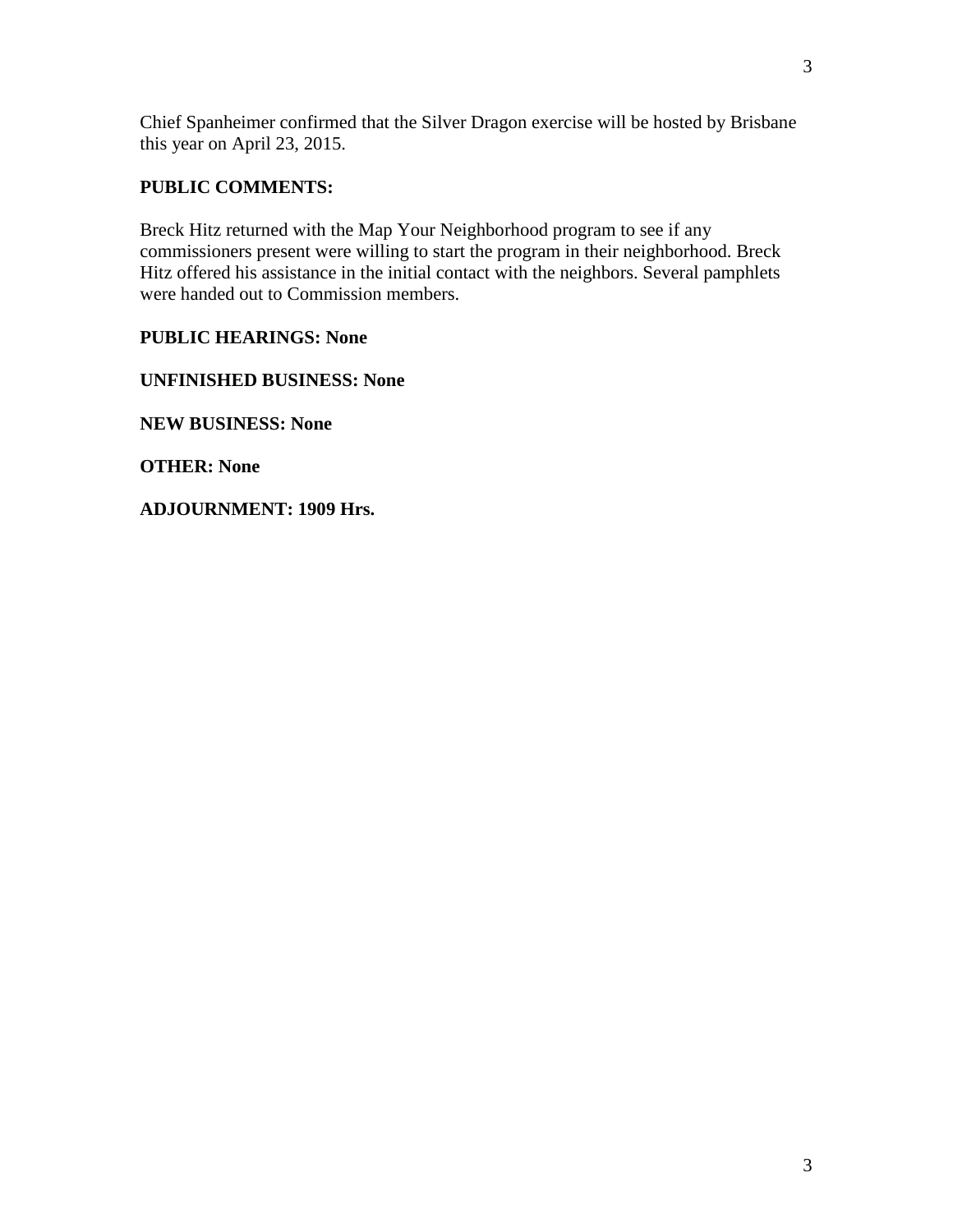Chief Spanheimer confirmed that the Silver Dragon exercise will be hosted by Brisbane this year on April 23, 2015.

**PUBLIC COMMENTS:**

Breck Hitz returned with the Map Your Neighborhood program to see if any commissioners present were willing to start the program in their neighborhood. Breck Hitz offered his assistance in the initial contact with the neighbors. Several pamphlets were handed out to Commission members.

**PUBLIC HEARINGS: None**

**UNFINISHED BUSINESS: None**

**NEW BUSINESS: None**

**OTHER: None**

**ADJOURNMENT: 1909 Hrs.**